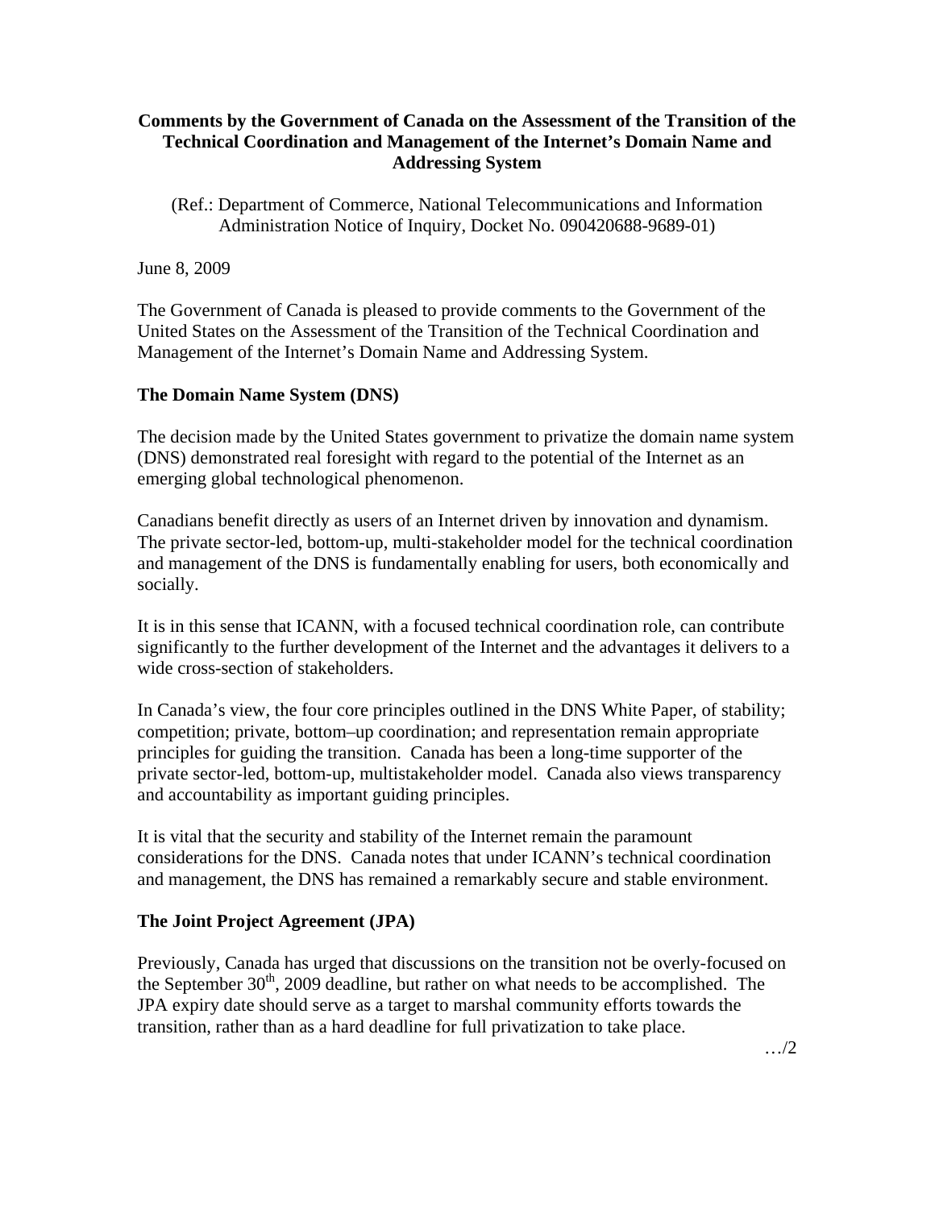**Comments by the Government of Canada on the Assessment of the Transition of the Technical Coordination and Management of the Internet's Domain Name and Addressing System**

(Ref.: Department of Commerce, National Telecommunications and Information Administration Notice of Inquiry, Docket No. 090420688-9689-01)

June 8, 2009

The Government of Canada is pleased to provide comments to the Government of the United States on the Assessment of the Transition of the Technical Coordination and Management of the Internet's Domain Name and Addressing System.

## The Domain Name System (DNS)

The decision made by the United States government to privatize the domain name system (DNS) demonstrated real foresight with regard to the potential of the Internet as an emerging global technological phenomenon.

Canadians benefit directly as users of an Internet driven by innovation and dynamism. The private sector-led, bottom-up, multi-stakeholder model for the technical coordination and management of the DNS is fundamentally enabling for users, both economically and socially.

It is in this sense that ICANN, with a focused technical coordination role, can contribute significantly to the further development of the Internet and the advantages it delivers to a wide cross-section of stakeholders.

In Canada's view, the four core principles outlined in the DNS White Paper, of stability; competition; private, bottom–up coordination; and representation remain appropriate principles for guiding the transition. Canada has been a long-time supporter of the private sector-led, bottom-up, multistakeholder model. Canada also views transparency and accountability as important guiding principles.

It is vital that the security and stability of the Internet remain the paramount considerations for the DNS. Canada notes that under ICANN's technical coordination and management, the DNS has remained a remarkably secure and stable environment.

## The Joint Project Agreement (JPA)

Previously, Canada has urged that discussions on the transition not be overly-focused on the September 30th, 2009 deadline, but rather on what needs to be accomplished. The JPA expiry date should serve as a target to marshal community efforts towards the transition, rather than as a hard deadline for full privatization to take place.

…/2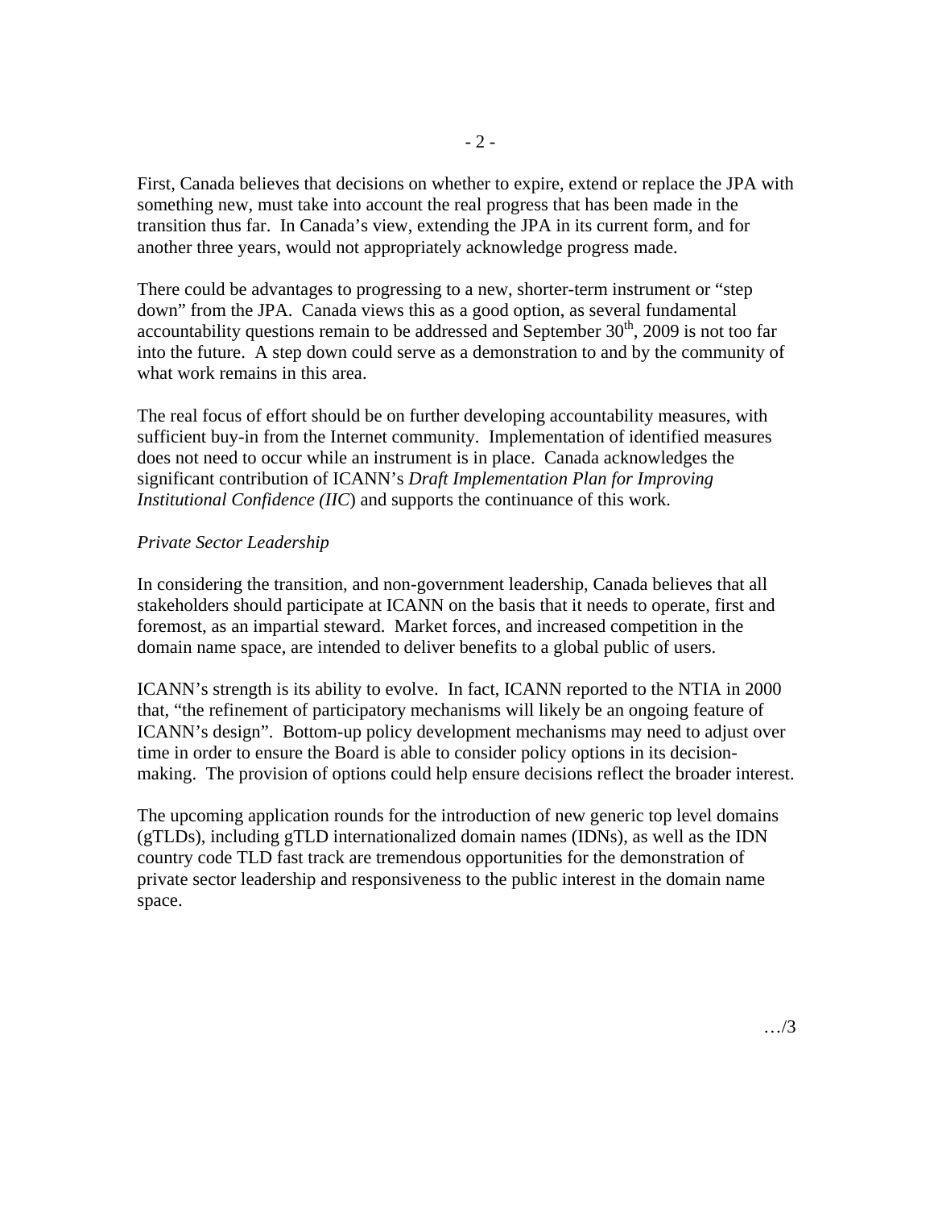First, Canada believes that decisions on whether to expire, extend or replace the JPA with something new, must take into account the real progress that has been made in the transition thus far. In Canada's view, extending the JPA in its current form, and for another three years, would not appropriately acknowledge progress made.

There could be advantages to progressing to a new, shorter-term instrument or "step down" from the JPA. Canada views this as a good option, as several fundamental accountability questions remain to be addressed and September 30th, 2009 is not too far into the future. A step down could serve as a demonstration to and by the community of what work remains in this area.

The real focus of effort should be on further developing accountability measures, with sufficient buy-in from the Internet community. Implementation of identified measures does not need to occur while an instrument is in place. Canada acknowledges the significant contribution of ICANN's *Draft Implementation Plan for Improving Institutional Confidence (IIC*) and supports the continuance of this work.

*Private Sector Leadership*

In considering the transition, and non-government leadership, Canada believes that all stakeholders should participate at ICANN on the basis that it needs to operate, first and foremost, as an impartial steward. Market forces, and increased competition in the domain name space, are intended to deliver benefits to a global public of users.

ICANN's strength is its ability to evolve. In fact, ICANN reported to the NTIA in 2000 that, "the refinement of participatory mechanisms will likely be an ongoing feature of ICANN's design". Bottom-up policy development mechanisms may need to adjust over time in order to ensure the Board is able to consider policy options in its decision-making. The provision of options could help ensure decisions reflect the broader interest.

The upcoming application rounds for the introduction of new generic top level domains (gTLDs), including gTLD internationalized domain names (IDNs), as well as the IDN country code TLD fast track are tremendous opportunities for the demonstration of private sector leadership and responsiveness to the public interest in the domain name space.

…/3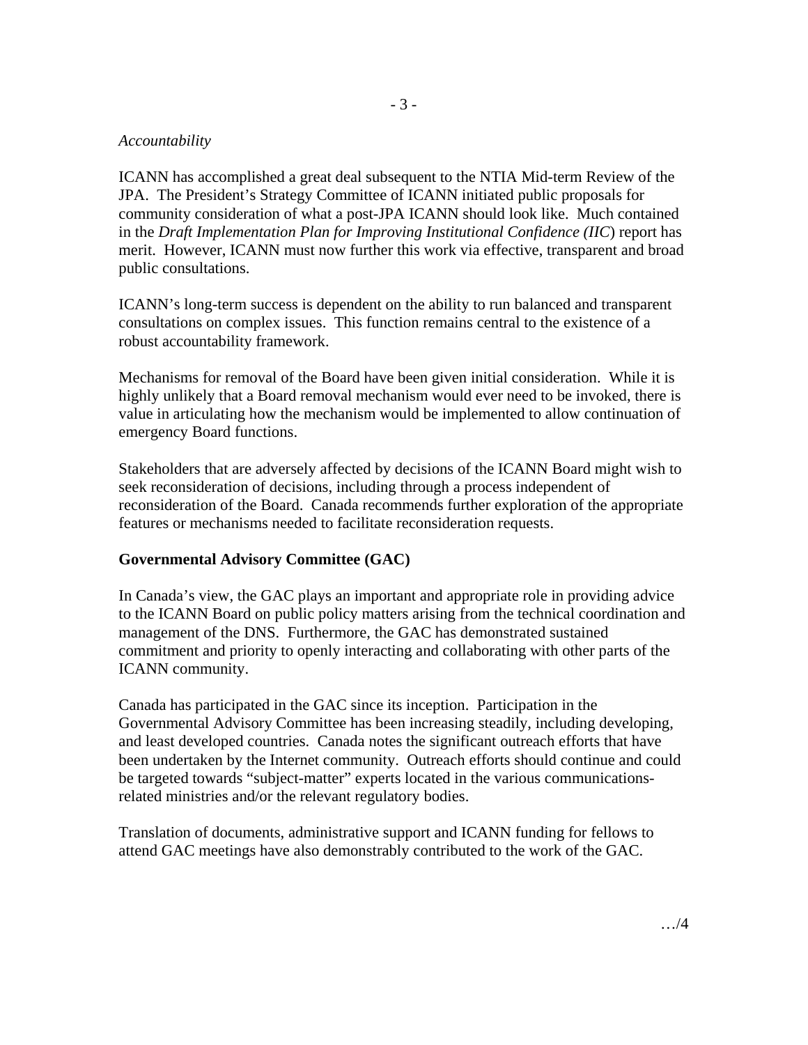*Accountability*

ICANN has accomplished a great deal subsequent to the NTIA Mid-term Review of the JPA. The President's Strategy Committee of ICANN initiated public proposals for community consideration of what a post-JPA ICANN should look like. Much contained in the *Draft Implementation Plan for Improving Institutional Confidence (IIC*) report has merit. However, ICANN must now further this work via effective, transparent and broad public consultations.

ICANN's long-term success is dependent on the ability to run balanced and transparent consultations on complex issues. This function remains central to the existence of a robust accountability framework.

Mechanisms for removal of the Board have been given initial consideration. While it is highly unlikely that a Board removal mechanism would ever need to be invoked, there is value in articulating how the mechanism would be implemented to allow continuation of emergency Board functions.

Stakeholders that are adversely affected by decisions of the ICANN Board might wish to seek reconsideration of decisions, including through a process independent of reconsideration of the Board. Canada recommends further exploration of the appropriate features or mechanisms needed to facilitate reconsideration requests.

**Governmental Advisory Committee (GAC)**

In Canada's view, the GAC plays an important and appropriate role in providing advice to the ICANN Board on public policy matters arising from the technical coordination and management of the DNS. Furthermore, the GAC has demonstrated sustained commitment and priority to openly interacting and collaborating with other parts of the ICANN community.

Canada has participated in the GAC since its inception. Participation in the Governmental Advisory Committee has been increasing steadily, including developing, and least developed countries. Canada notes the significant outreach efforts that have been undertaken by the Internet community. Outreach efforts should continue and could be targeted towards "subject-matter" experts located in the various communications-related ministries and/or the relevant regulatory bodies.

Translation of documents, administrative support and ICANN funding for fellows to attend GAC meetings have also demonstrably contributed to the work of the GAC.

…/4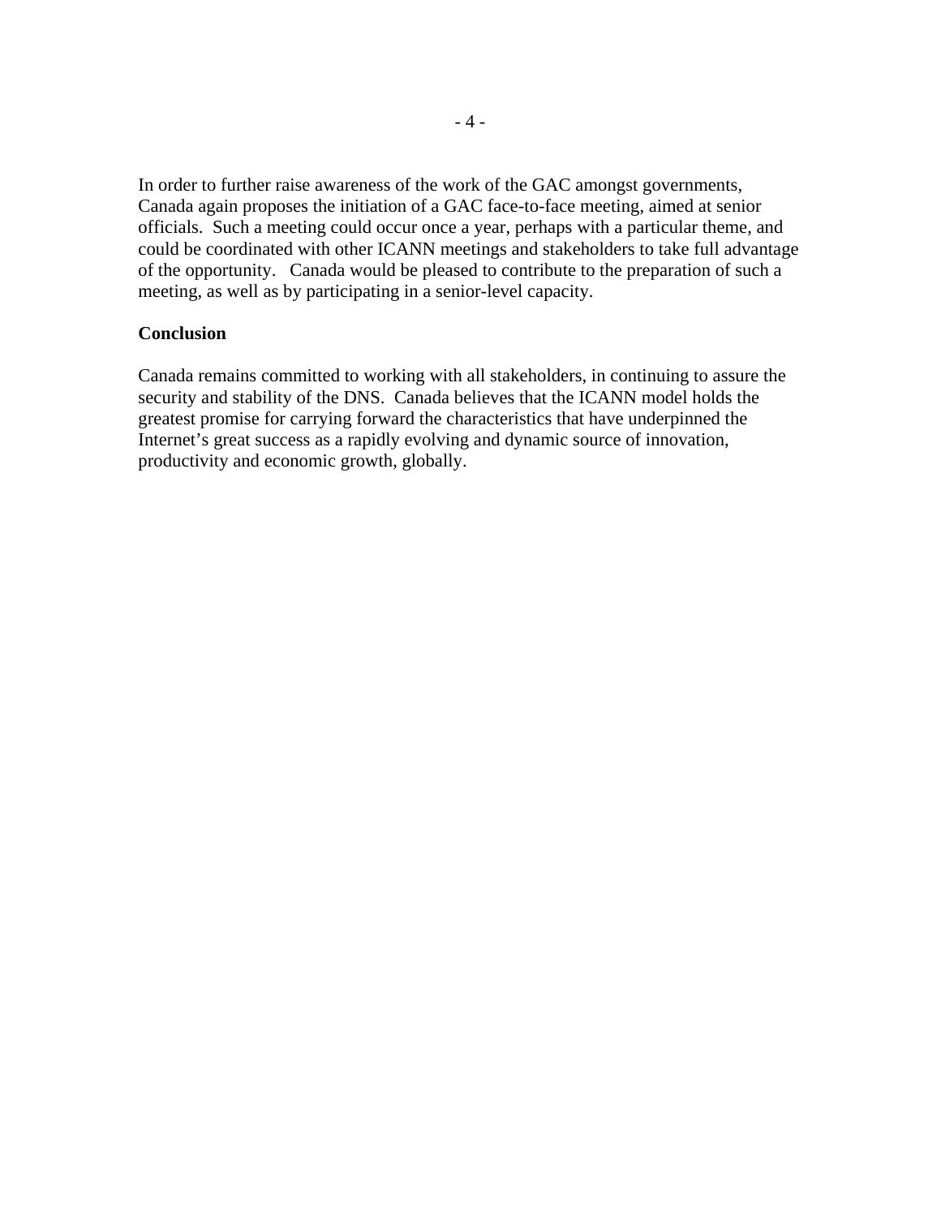In order to further raise awareness of the work of the GAC amongst governments, Canada again proposes the initiation of a GAC face-to-face meeting, aimed at senior officials. Such a meeting could occur once a year, perhaps with a particular theme, and could be coordinated with other ICANN meetings and stakeholders to take full advantage of the opportunity. Canada would be pleased to contribute to the preparation of such a meeting, as well as by participating in a senior-level capacity.

**Conclusion**

Canada remains committed to working with all stakeholders, in continuing to assure the security and stability of the DNS. Canada believes that the ICANN model holds the greatest promise for carrying forward the characteristics that have underpinned the Internet's great success as a rapidly evolving and dynamic source of innovation, productivity and economic growth, globally.